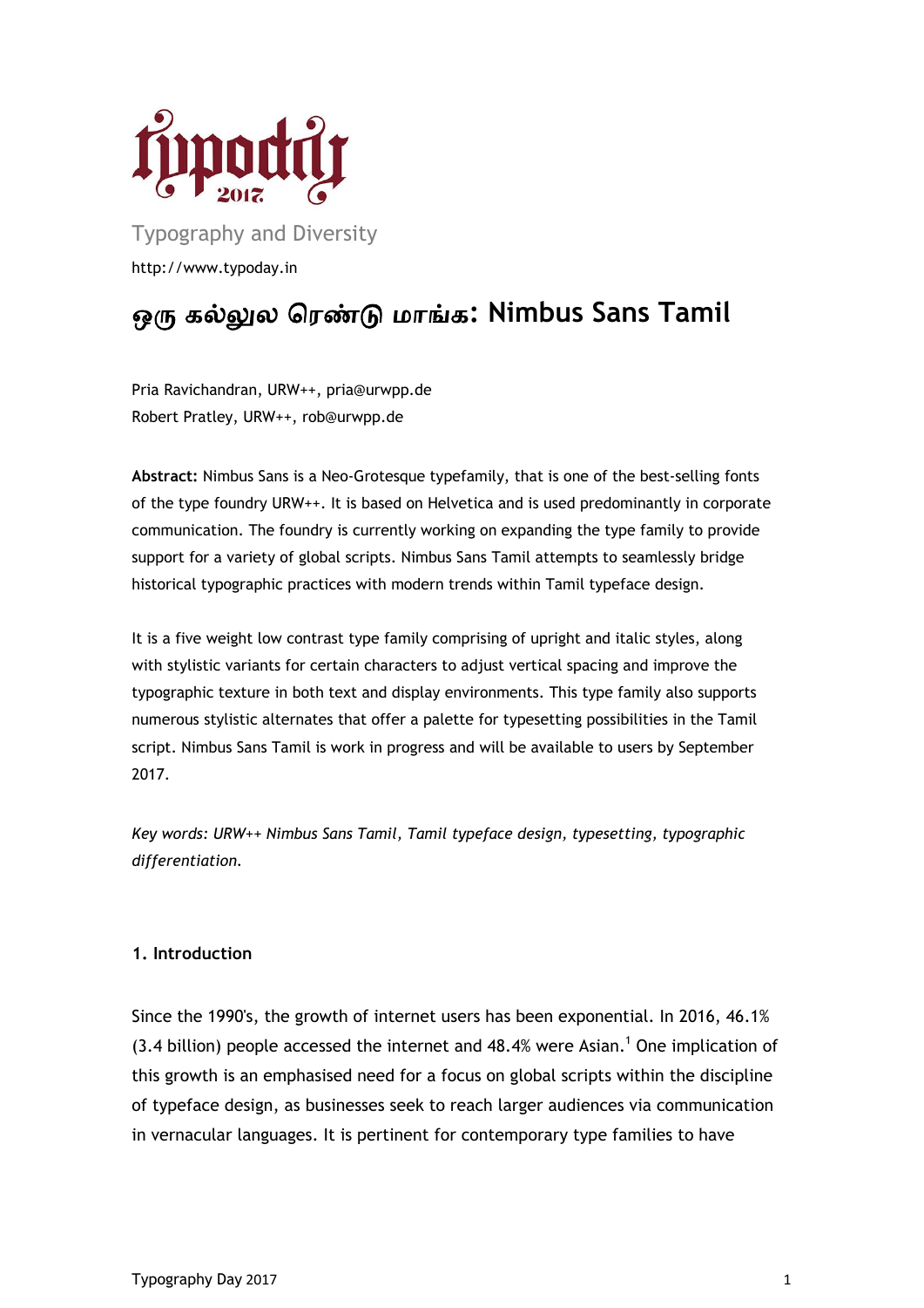Typography and Diversity

http://www.typoday.in

# ஒரு கல்லுல ரெண்டு மாங்க: Nimbus Sans Tamil

Pria Ravichandran, URW++, pria@urwpp.de
Robert Pratley, URW++, rob@urwpp.de

**Abstract:** Nimbus Sans is a Neo-Grotesque typefamily, that is one of the best-selling fonts of the type foundry URW++. It is based on Helvetica and is used predominantly in corporate communication. The foundry is currently working on expanding the type family to provide support for a variety of global scripts. Nimbus Sans Tamil attempts to seamlessly bridge historical typographic practices with modern trends within Tamil typeface design.

It is a five weight low contrast type family comprising of upright and italic styles, along with stylistic variants for certain characters to adjust vertical spacing and improve the typographic texture in both text and display environments. This type family also supports numerous stylistic alternates that offer a palette for typesetting possibilities in the Tamil script. Nimbus Sans Tamil is work in progress and will be available to users by September 2017.

*Key words: URW++ Nimbus Sans Tamil, Tamil typeface design, typesetting, typographic differentiation.*

## 1. Introduction

Since the 1990's, the growth of internet users has been exponential. In 2016, 46.1% (3.4 billion) people accessed the internet and 48.4% were Asian.[1] One implication of this growth is an emphasised need for a focus on global scripts within the discipline of typeface design, as businesses seek to reach larger audiences via communication in vernacular languages. It is pertinent for contemporary type families to have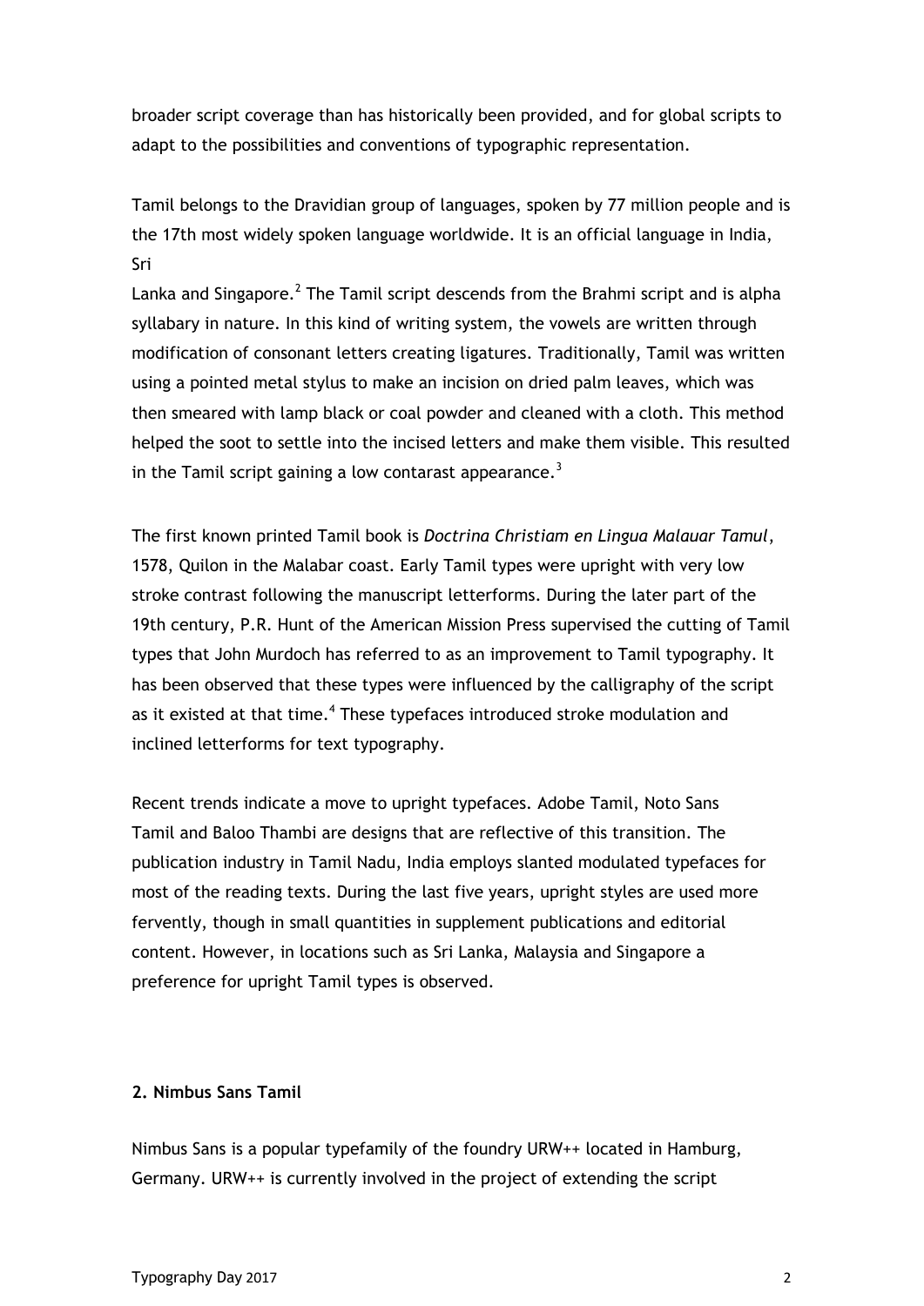broader script coverage than has historically been provided, and for global scripts to adapt to the possibilities and conventions of typographic representation.

Tamil belongs to the Dravidian group of languages, spoken by 77 million people and is the 17th most widely spoken language worldwide. It is an official language in India, Sri Lanka and Singapore.[2] The Tamil script descends from the Brahmi script and is alpha syllabary in nature. In this kind of writing system, the vowels are written through modification of consonant letters creating ligatures. Traditionally, Tamil was written using a pointed metal stylus to make an incision on dried palm leaves, which was then smeared with lamp black or coal powder and cleaned with a cloth. This method helped the soot to settle into the incised letters and make them visible. This resulted in the Tamil script gaining a low contarast appearance.[3]

The first known printed Tamil book is *Doctrina Christiam en Lingua Malauar Tamul*, 1578, Quilon in the Malabar coast. Early Tamil types were upright with very low stroke contrast following the manuscript letterforms. During the later part of the 19th century, P.R. Hunt of the American Mission Press supervised the cutting of Tamil types that John Murdoch has referred to as an improvement to Tamil typography. It has been observed that these types were influenced by the calligraphy of the script as it existed at that time.[4] These typefaces introduced stroke modulation and inclined letterforms for text typography.

Recent trends indicate a move to upright typefaces. Adobe Tamil, Noto Sans Tamil and Baloo Thambi are designs that are reflective of this transition. The publication industry in Tamil Nadu, India employs slanted modulated typefaces for most of the reading texts. During the last five years, upright styles are used more fervently, though in small quantities in supplement publications and editorial content. However, in locations such as Sri Lanka, Malaysia and Singapore a preference for upright Tamil types is observed.

## 2. Nimbus Sans Tamil

Nimbus Sans is a popular typefamily of the foundry URW++ located in Hamburg, Germany. URW++ is currently involved in the project of extending the script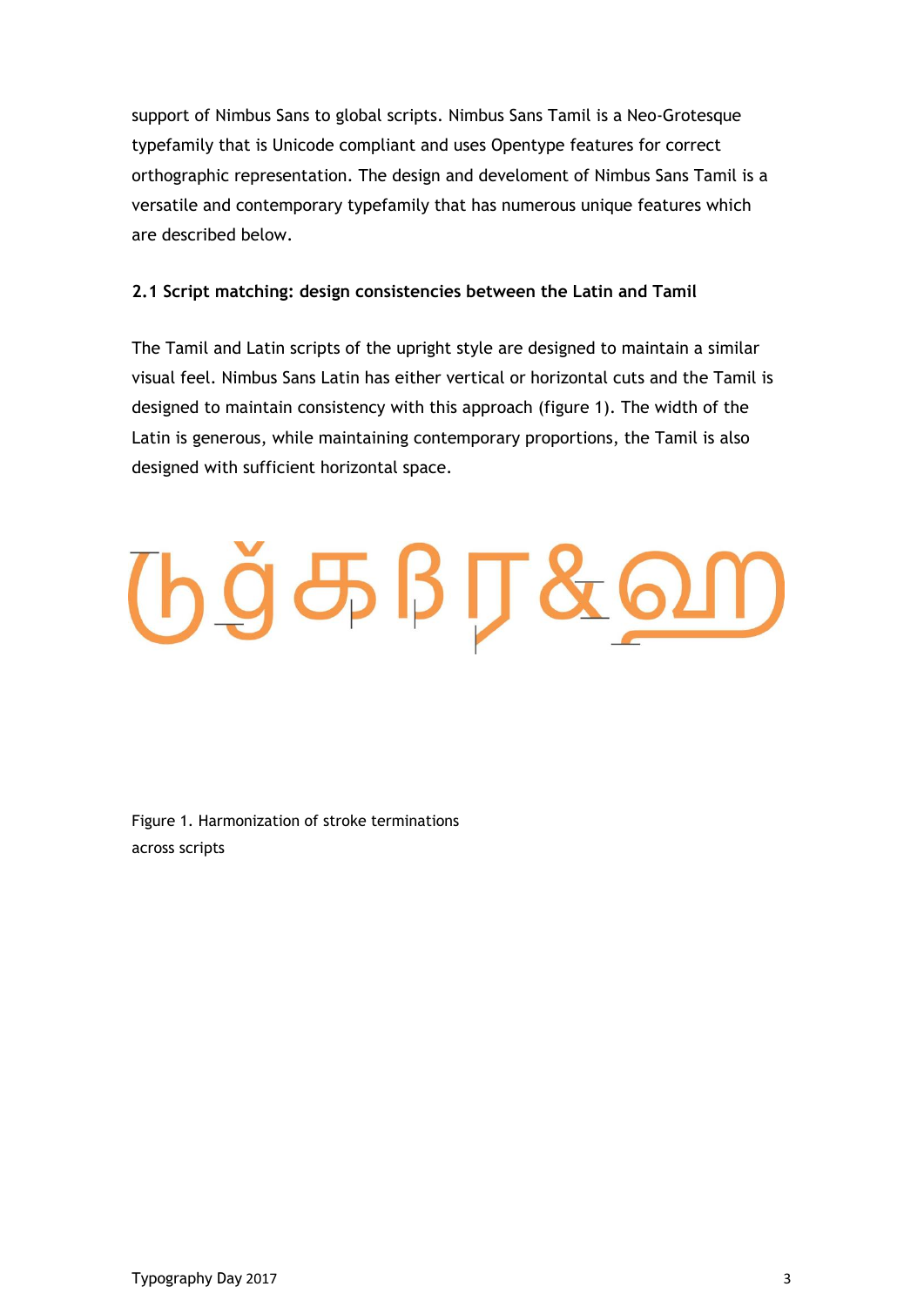support of Nimbus Sans to global scripts. Nimbus Sans Tamil is a Neo-Grotesque typefamily that is Unicode compliant and uses Opentype features for correct orthographic representation. The design and develoment of Nimbus Sans Tamil is a versatile and contemporary typefamily that has numerous unique features which are described below.

### 2.1 Script matching: design consistencies between the Latin and Tamil

The Tamil and Latin scripts of the upright style are designed to maintain a similar visual feel. Nimbus Sans Latin has either vertical or horizontal cuts and the Tamil is designed to maintain consistency with this approach (figure 1). The width of the Latin is generous, while maintaining contemporary proportions, the Tamil is also designed with sufficient horizontal space.

Figure 1. Harmonization of stroke terminations across scripts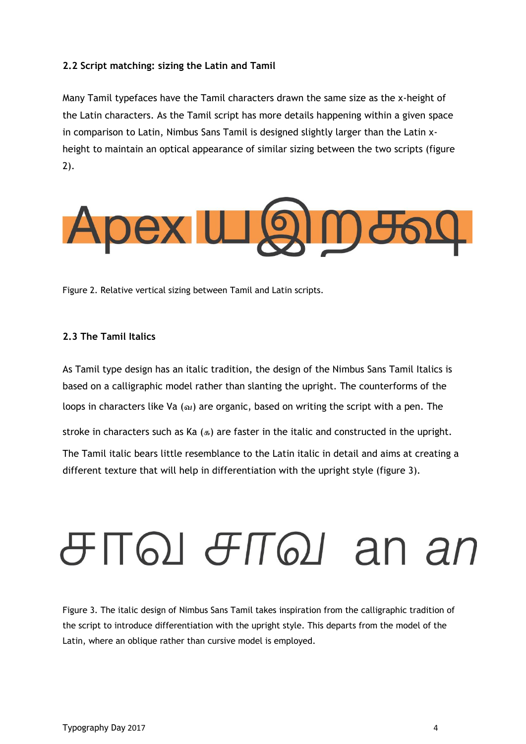### 2.2 Script matching: sizing the Latin and Tamil

Many Tamil typefaces have the Tamil characters drawn the same size as the x-height of the Latin characters. As the Tamil script has more details happening within a given space in comparison to Latin, Nimbus Sans Tamil is designed slightly larger than the Latin x-height to maintain an optical appearance of similar sizing between the two scripts (figure 2).

Apex யஇறகூ

Figure 2. Relative vertical sizing between Tamil and Latin scripts.

### 2.3 The Tamil Italics

As Tamil type design has an italic tradition, the design of the Nimbus Sans Tamil Italics is based on a calligraphic model rather than slanting the upright. The counterforms of the loops in characters like Va (வ) are organic, based on writing the script with a pen. The stroke in characters such as Ka (க) are faster in the italic and constructed in the upright. The Tamil italic bears little resemblance to the Latin italic in detail and aims at creating a different texture that will help in differentiation with the upright style (figure 3).

சாவ *சாவ* an *an*

Figure 3. The italic design of Nimbus Sans Tamil takes inspiration from the calligraphic tradition of the script to introduce differentiation with the upright style. This departs from the model of the Latin, where an oblique rather than cursive model is employed.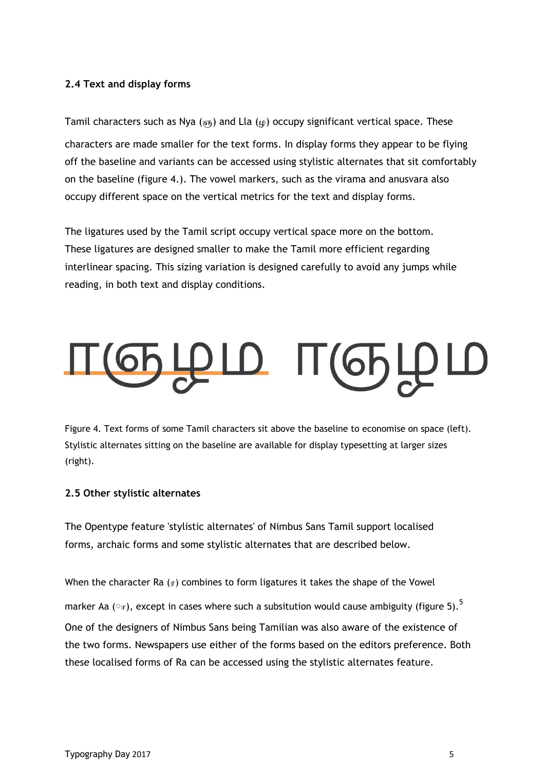### 2.4 Text and display forms

Tamil characters such as Nya (ஞ) and Lla (ழ) occupy significant vertical space. These characters are made smaller for the text forms. In display forms they appear to be flying off the baseline and variants can be accessed using stylistic alternates that sit comfortably on the baseline (figure 4.). The vowel markers, such as the virama and anusvara also occupy different space on the vertical metrics for the text and display forms.

The ligatures used by the Tamil script occupy vertical space more on the bottom. These ligatures are designed smaller to make the Tamil more efficient regarding interlinear spacing. This sizing variation is designed carefully to avoid any jumps while reading, in both text and display conditions.

ஈஞழம ஈஞழம

Figure 4. Text forms of some Tamil characters sit above the baseline to economise on space (left). Stylistic alternates sitting on the baseline are available for display typesetting at larger sizes (right).

### 2.5 Other stylistic alternates

The Opentype feature 'stylistic alternates' of Nimbus Sans Tamil support localised forms, archaic forms and some stylistic alternates that are described below.

When the character Ra (ர) combines to form ligatures it takes the shape of the Vowel marker Aa (ா), except in cases where such a subsitution would cause ambiguity (figure 5).[5] One of the designers of Nimbus Sans being Tamilian was also aware of the existence of the two forms. Newspapers use either of the forms based on the editors preference. Both these localised forms of Ra can be accessed using the stylistic alternates feature.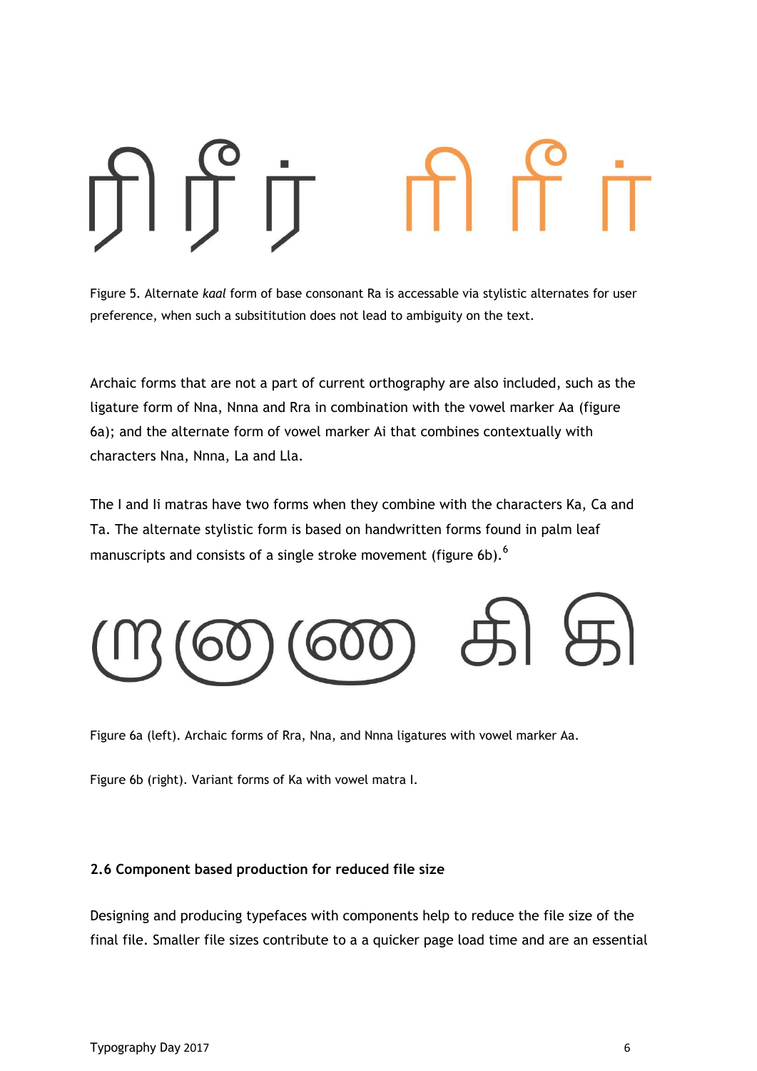Figure 5. Alternate *kaal* form of base consonant Ra is accessable via stylistic alternates for user preference, when such a subsititution does not lead to ambiguity on the text.

Archaic forms that are not a part of current orthography are also included, such as the ligature form of Nna, Nnna and Rra in combination with the vowel marker Aa (figure 6a); and the alternate form of vowel marker Ai that combines contextually with characters Nna, Nnna, La and Lla.

The I and Ii matras have two forms when they combine with the characters Ka, Ca and Ta. The alternate stylistic form is based on handwritten forms found in palm leaf manuscripts and consists of a single stroke movement (figure 6b).[6]

Figure 6a (left). Archaic forms of Rra, Nna, and Nnna ligatures with vowel marker Aa.

Figure 6b (right). Variant forms of Ka with vowel matra I.

**2.6 Component based production for reduced file size**

Designing and producing typefaces with components help to reduce the file size of the final file. Smaller file sizes contribute to a a quicker page load time and are an essential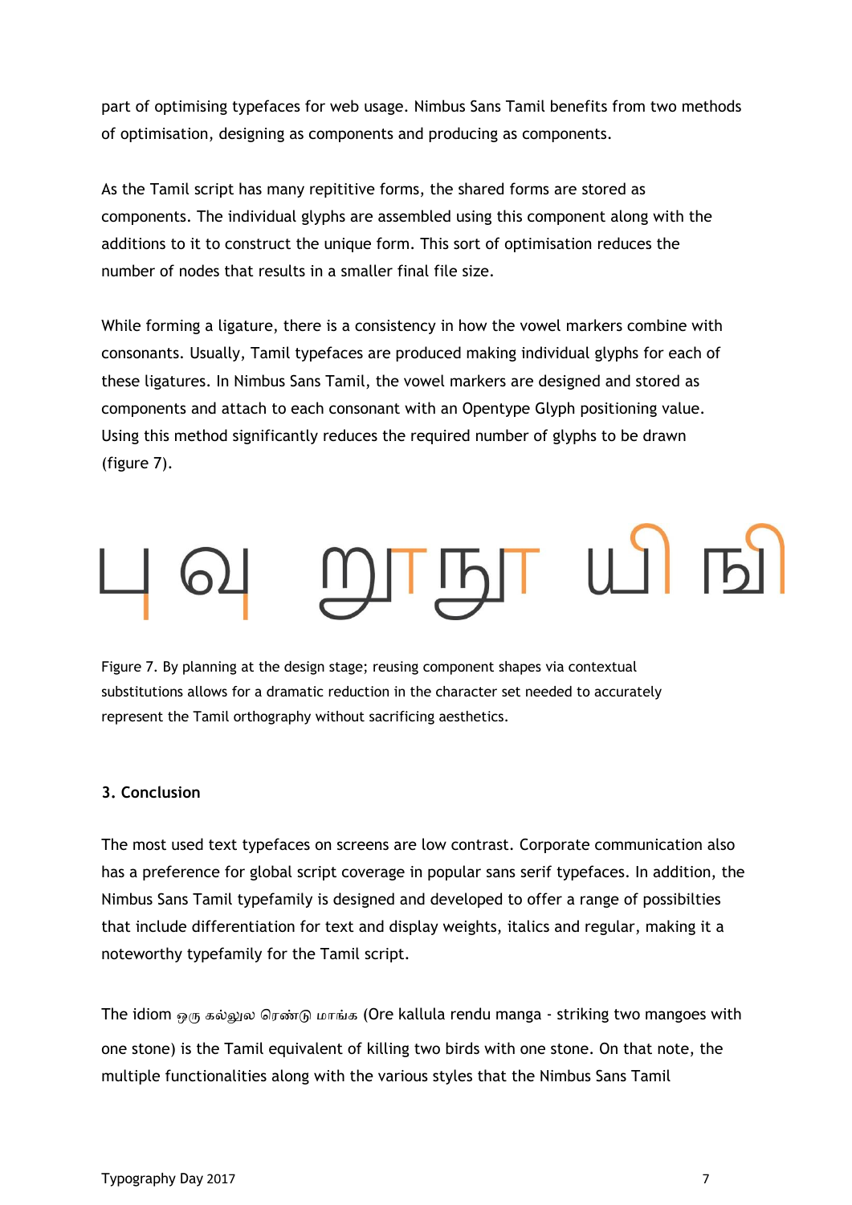part of optimising typefaces for web usage. Nimbus Sans Tamil benefits from two methods of optimisation, designing as components and producing as components.

As the Tamil script has many repititive forms, the shared forms are stored as components. The individual glyphs are assembled using this component along with the additions to it to construct the unique form. This sort of optimisation reduces the number of nodes that results in a smaller final file size.

While forming a ligature, there is a consistency in how the vowel markers combine with consonants. Usually, Tamil typefaces are produced making individual glyphs for each of these ligatures. In Nimbus Sans Tamil, the vowel markers are designed and stored as components and attach to each consonant with an Opentype Glyph positioning value. Using this method significantly reduces the required number of glyphs to be drawn (figure 7).

பு வு ஹா நா யி நி

Figure 7. By planning at the design stage; reusing component shapes via contextual substitutions allows for a dramatic reduction in the character set needed to accurately represent the Tamil orthography without sacrificing aesthetics.

### 3. Conclusion

The most used text typefaces on screens are low contrast. Corporate communication also has a preference for global script coverage in popular sans serif typefaces. In addition, the Nimbus Sans Tamil typefamily is designed and developed to offer a range of possibilties that include differentiation for text and display weights, italics and regular, making it a noteworthy typefamily for the Tamil script.

The idiom ஒரு கல்லுல ரெண்டு மாங்க (Ore kallula rendu manga - striking two mangoes with one stone) is the Tamil equivalent of killing two birds with one stone. On that note, the multiple functionalities along with the various styles that the Nimbus Sans Tamil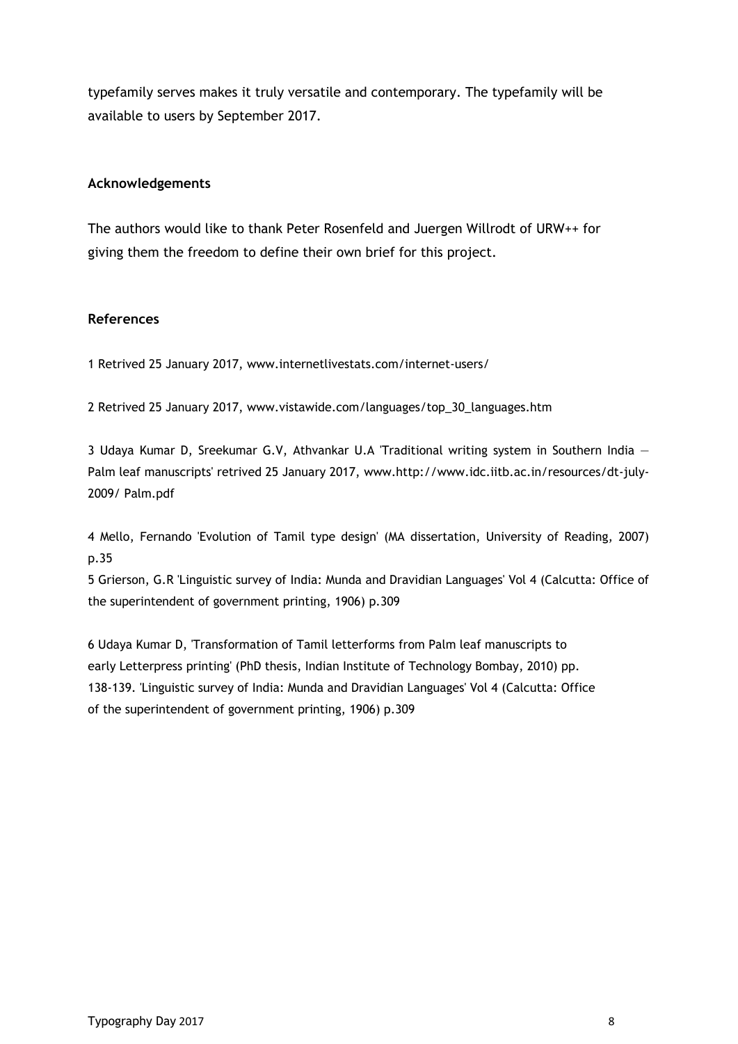typefamily serves makes it truly versatile and contemporary. The typefamily will be available to users by September 2017.

**Acknowledgements**

The authors would like to thank Peter Rosenfeld and Juergen Willrodt of URW++ for giving them the freedom to define their own brief for this project.

**References**

1 Retrived 25 January 2017, www.internetlivestats.com/internet-users/

2 Retrived 25 January 2017, www.vistawide.com/languages/top_30_languages.htm

3 Udaya Kumar D, Sreekumar G.V, Athvankar U.A 'Traditional writing system in Southern India — Palm leaf manuscripts' retrived 25 January 2017, www.http://www.idc.iitb.ac.in/resources/dt-july-2009/ Palm.pdf

4 Mello, Fernando 'Evolution of Tamil type design' (MA dissertation, University of Reading, 2007) p.35

5 Grierson, G.R 'Linguistic survey of India: Munda and Dravidian Languages' Vol 4 (Calcutta: Office of the superintendent of government printing, 1906) p.309

6 Udaya Kumar D, 'Transformation of Tamil letterforms from Palm leaf manuscripts to early Letterpress printing' (PhD thesis, Indian Institute of Technology Bombay, 2010) pp. 138-139. 'Linguistic survey of India: Munda and Dravidian Languages' Vol 4 (Calcutta: Office of the superintendent of government printing, 1906) p.309